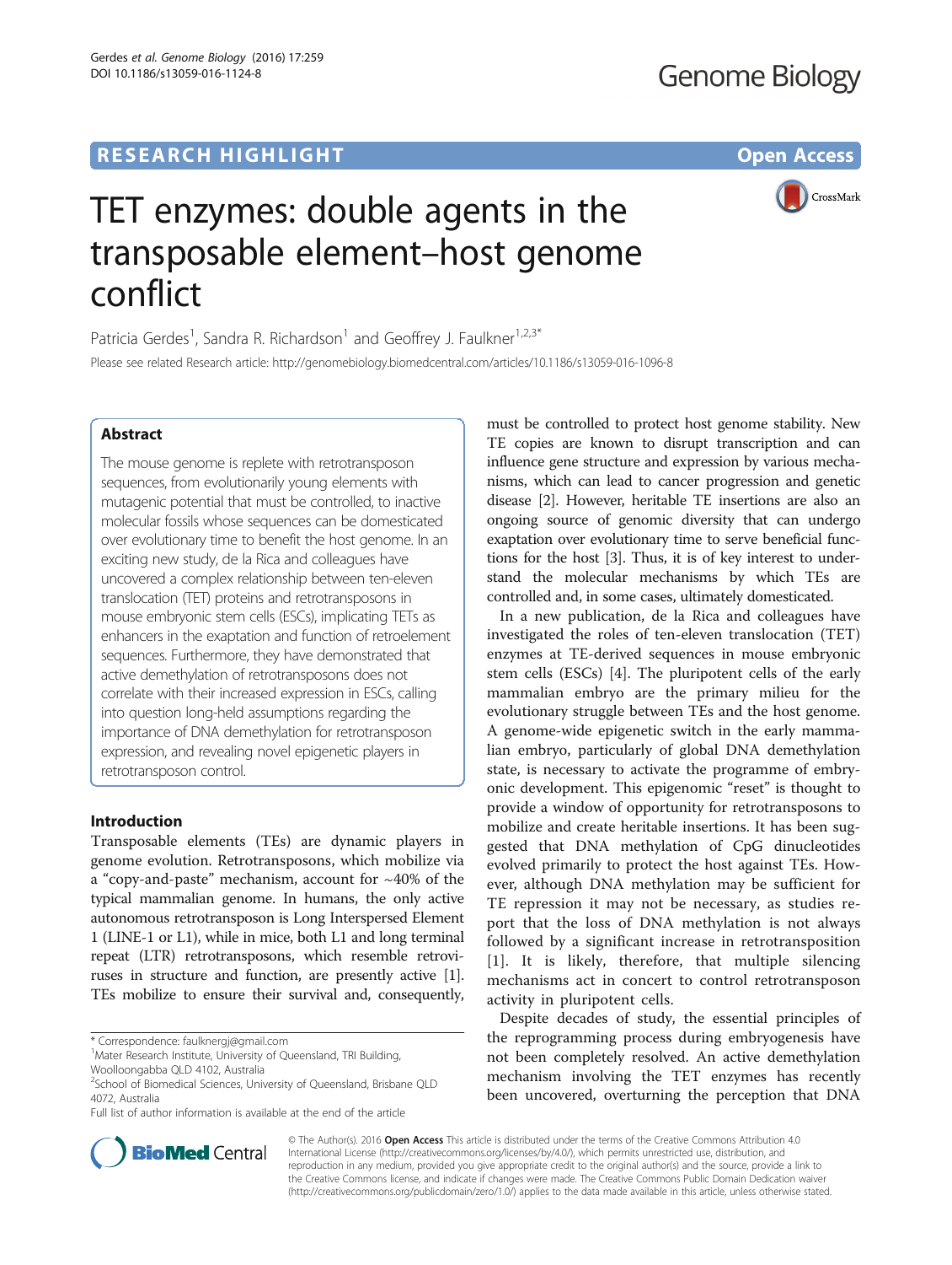RESEARCH HIGHLIGHT

Open Access

# TET enzymes: double agents in the transposable element–host genome conflict

Patricia Gerdes[1], Sandra R. Richardson[1] and Geoffrey J. Faulkner[1,2,3*]

Please see related Research article: http://genomebiology.biomedcentral.com/articles/10.1186/s13059-016-1096-8

## Abstract

The mouse genome is replete with retrotransposon sequences, from evolutionarily young elements with mutagenic potential that must be controlled, to inactive molecular fossils whose sequences can be domesticated over evolutionary time to benefit the host genome. In an exciting new study, de la Rica and colleagues have uncovered a complex relationship between ten-eleven translocation (TET) proteins and retrotransposons in mouse embryonic stem cells (ESCs), implicating TETs as enhancers in the exaptation and function of retroelement sequences. Furthermore, they have demonstrated that active demethylation of retrotransposons does not correlate with their increased expression in ESCs, calling into question long-held assumptions regarding the importance of DNA demethylation for retrotransposon expression, and revealing novel epigenetic players in retrotransposon control.

## Introduction

Transposable elements (TEs) are dynamic players in genome evolution. Retrotransposons, which mobilize via a "copy-and-paste" mechanism, account for ~40% of the typical mammalian genome. In humans, the only active autonomous retrotransposon is Long Interspersed Element 1 (LINE-1 or L1), while in mice, both L1 and long terminal repeat (LTR) retrotransposons, which resemble retroviruses in structure and function, are presently active [1]. TEs mobilize to ensure their survival and, consequently, must be controlled to protect host genome stability. New TE copies are known to disrupt transcription and can influence gene structure and expression by various mechanisms, which can lead to cancer progression and genetic disease [2]. However, heritable TE insertions are also an ongoing source of genomic diversity that can undergo exaptation over evolutionary time to serve beneficial functions for the host [3]. Thus, it is of key interest to understand the molecular mechanisms by which TEs are controlled and, in some cases, ultimately domesticated.

In a new publication, de la Rica and colleagues have investigated the roles of ten-eleven translocation (TET) enzymes at TE-derived sequences in mouse embryonic stem cells (ESCs) [4]. The pluripotent cells of the early mammalian embryo are the primary milieu for the evolutionary struggle between TEs and the host genome. A genome-wide epigenetic switch in the early mammalian embryo, particularly of global DNA demethylation state, is necessary to activate the programme of embryonic development. This epigenomic "reset" is thought to provide a window of opportunity for retrotransposons to mobilize and create heritable insertions. It has been suggested that DNA methylation of CpG dinucleotides evolved primarily to protect the host against TEs. However, although DNA methylation may be sufficient for TE repression it may not be necessary, as studies report that the loss of DNA methylation is not always followed by a significant increase in retrotransposition [1]. It is likely, therefore, that multiple silencing mechanisms act in concert to control retrotransposon activity in pluripotent cells.

Despite decades of study, the essential principles of the reprogramming process during embryogenesis have not been completely resolved. An active demethylation mechanism involving the TET enzymes has recently been uncovered, overturning the perception that DNA

\* Correspondence: faulknergj@gmail.com
[1]Mater Research Institute, University of Queensland, TRI Building, Woolloongabba QLD 4102, Australia
[2]School of Biomedical Sciences, University of Queensland, Brisbane QLD 4072, Australia
Full list of author information is available at the end of the article

© The Author(s). 2016 **Open Access** This article is distributed under the terms of the Creative Commons Attribution 4.0 International License (http://creativecommons.org/licenses/by/4.0/), which permits unrestricted use, distribution, and reproduction in any medium, provided you give appropriate credit to the original author(s) and the source, provide a link to the Creative Commons license, and indicate if changes were made. The Creative Commons Public Domain Dedication waiver (http://creativecommons.org/publicdomain/zero/1.0/) applies to the data made available in this article, unless otherwise stated.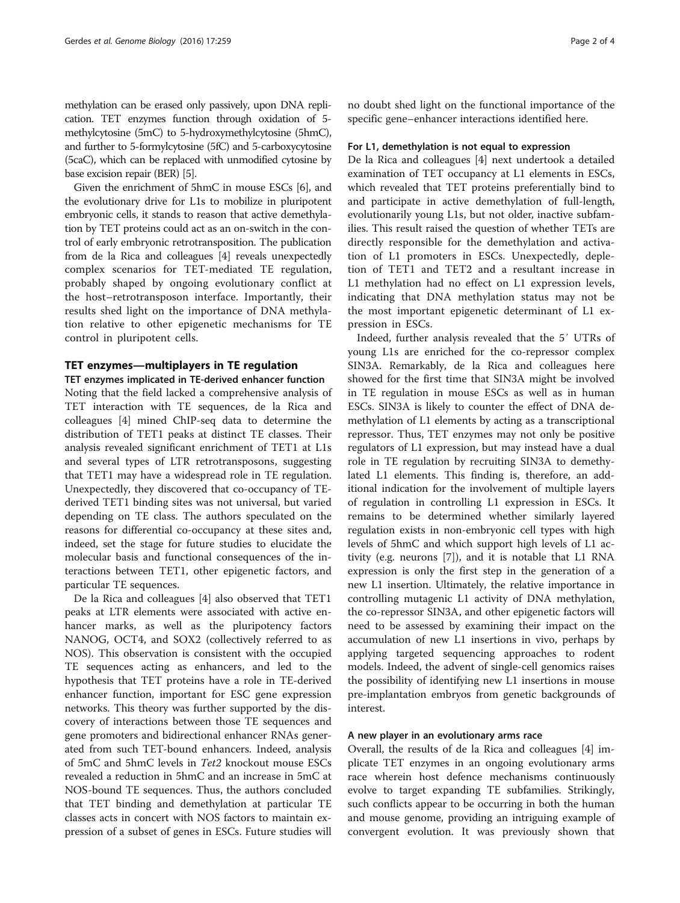methylation can be erased only passively, upon DNA replication. TET enzymes function through oxidation of 5-methylcytosine (5mC) to 5-hydroxymethylcytosine (5hmC), and further to 5-formylcytosine (5fC) and 5-carboxycytosine (5caC), which can be replaced with unmodified cytosine by base excision repair (BER) [5].

Given the enrichment of 5hmC in mouse ESCs [6], and the evolutionary drive for L1s to mobilize in pluripotent embryonic cells, it stands to reason that active demethylation by TET proteins could act as an on-switch in the control of early embryonic retrotransposition. The publication from de la Rica and colleagues [4] reveals unexpectedly complex scenarios for TET-mediated TE regulation, probably shaped by ongoing evolutionary conflict at the host–retrotransposon interface. Importantly, their results shed light on the importance of DNA methylation relative to other epigenetic mechanisms for TE control in pluripotent cells.

## TET enzymes—multiplayers in TE regulation

### TET enzymes implicated in TE-derived enhancer function

Noting that the field lacked a comprehensive analysis of TET interaction with TE sequences, de la Rica and colleagues [4] mined ChIP-seq data to determine the distribution of TET1 peaks at distinct TE classes. Their analysis revealed significant enrichment of TET1 at L1s and several types of LTR retrotransposons, suggesting that TET1 may have a widespread role in TE regulation. Unexpectedly, they discovered that co-occupancy of TE-derived TET1 binding sites was not universal, but varied depending on TE class. The authors speculated on the reasons for differential co-occupancy at these sites and, indeed, set the stage for future studies to elucidate the molecular basis and functional consequences of the interactions between TET1, other epigenetic factors, and particular TE sequences.

De la Rica and colleagues [4] also observed that TET1 peaks at LTR elements were associated with active enhancer marks, as well as the pluripotency factors NANOG, OCT4, and SOX2 (collectively referred to as NOS). This observation is consistent with the occupied TE sequences acting as enhancers, and led to the hypothesis that TET proteins have a role in TE-derived enhancer function, important for ESC gene expression networks. This theory was further supported by the discovery of interactions between those TE sequences and gene promoters and bidirectional enhancer RNAs generated from such TET-bound enhancers. Indeed, analysis of 5mC and 5hmC levels in *Tet2* knockout mouse ESCs revealed a reduction in 5hmC and an increase in 5mC at NOS-bound TE sequences. Thus, the authors concluded that TET binding and demethylation at particular TE classes acts in concert with NOS factors to maintain expression of a subset of genes in ESCs. Future studies will no doubt shed light on the functional importance of the specific gene–enhancer interactions identified here.

### For L1, demethylation is not equal to expression

De la Rica and colleagues [4] next undertook a detailed examination of TET occupancy at L1 elements in ESCs, which revealed that TET proteins preferentially bind to and participate in active demethylation of full-length, evolutionarily young L1s, but not older, inactive subfamilies. This result raised the question of whether TETs are directly responsible for the demethylation and activation of L1 promoters in ESCs. Unexpectedly, depletion of TET1 and TET2 and a resultant increase in L1 methylation had no effect on L1 expression levels, indicating that DNA methylation status may not be the most important epigenetic determinant of L1 expression in ESCs.

Indeed, further analysis revealed that the 5′ UTRs of young L1s are enriched for the co-repressor complex SIN3A. Remarkably, de la Rica and colleagues here showed for the first time that SIN3A might be involved in TE regulation in mouse ESCs as well as in human ESCs. SIN3A is likely to counter the effect of DNA demethylation of L1 elements by acting as a transcriptional repressor. Thus, TET enzymes may not only be positive regulators of L1 expression, but may instead have a dual role in TE regulation by recruiting SIN3A to demethylated L1 elements. This finding is, therefore, an additional indication for the involvement of multiple layers of regulation in controlling L1 expression in ESCs. It remains to be determined whether similarly layered regulation exists in non-embryonic cell types with high levels of 5hmC and which support high levels of L1 activity (e.g. neurons [7]), and it is notable that L1 RNA expression is only the first step in the generation of a new L1 insertion. Ultimately, the relative importance in controlling mutagenic L1 activity of DNA methylation, the co-repressor SIN3A, and other epigenetic factors will need to be assessed by examining their impact on the accumulation of new L1 insertions in vivo, perhaps by applying targeted sequencing approaches to rodent models. Indeed, the advent of single-cell genomics raises the possibility of identifying new L1 insertions in mouse pre-implantation embryos from genetic backgrounds of interest.

### A new player in an evolutionary arms race

Overall, the results of de la Rica and colleagues [4] implicate TET enzymes in an ongoing evolutionary arms race wherein host defence mechanisms continuously evolve to target expanding TE subfamilies. Strikingly, such conflicts appear to be occurring in both the human and mouse genome, providing an intriguing example of convergent evolution. It was previously shown that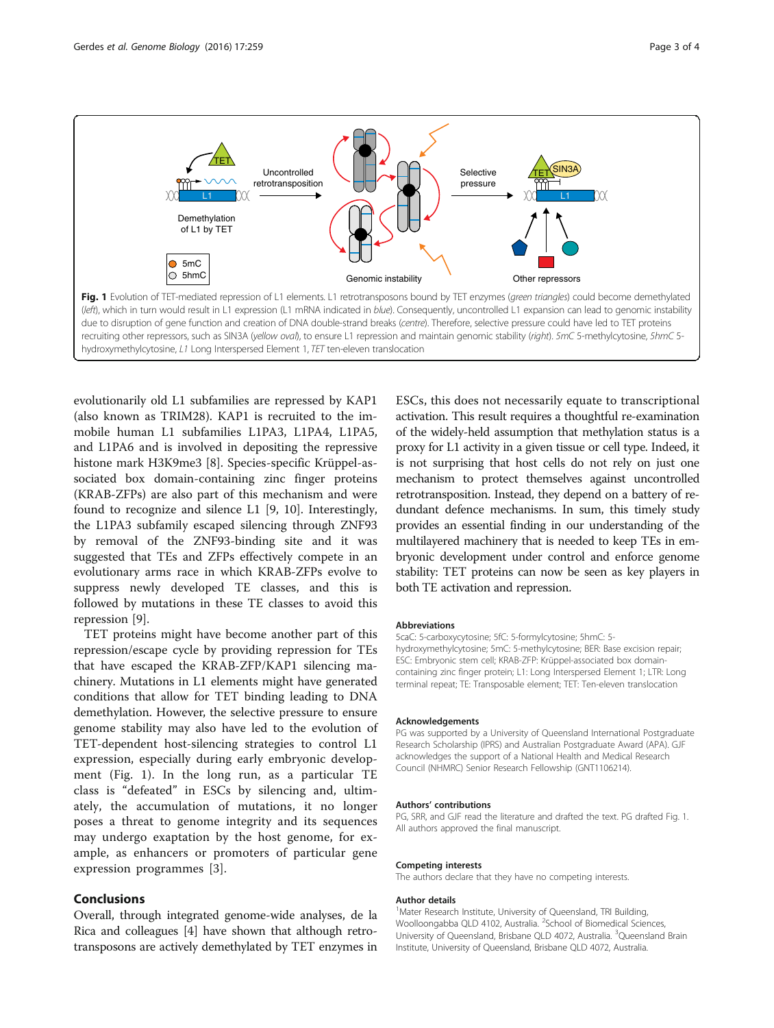Fig. 1 Evolution of TET-mediated repression of L1 elements. L1 retrotransposons bound by TET enzymes (*green triangles*) could become demethylated (*left*), which in turn would result in L1 expression (L1 mRNA indicated in *blue*). Consequently, uncontrolled L1 expansion can lead to genomic instability due to disruption of gene function and creation of DNA double-strand breaks (*centre*). Therefore, selective pressure could have led to TET proteins recruiting other repressors, such as SIN3A (*yellow oval*), to ensure L1 repression and maintain genomic stability (*right*). *5mC* 5-methylcytosine, *5hmC* 5-hydroxymethylcytosine, *L1* Long Interspersed Element 1, *TET* ten-eleven translocation

evolutionarily old L1 subfamilies are repressed by KAP1 (also known as TRIM28). KAP1 is recruited to the immobile human L1 subfamilies L1PA3, L1PA4, L1PA5, and L1PA6 and is involved in depositing the repressive histone mark H3K9me3 [8]. Species-specific Krüppel-associated box domain-containing zinc finger proteins (KRAB-ZFPs) are also part of this mechanism and were found to recognize and silence L1 [9, 10]. Interestingly, the L1PA3 subfamily escaped silencing through ZNF93 by removal of the ZNF93-binding site and it was suggested that TEs and ZFPs effectively compete in an evolutionary arms race in which KRAB-ZFPs evolve to suppress newly developed TE classes, and this is followed by mutations in these TE classes to avoid this repression [9].

TET proteins might have become another part of this repression/escape cycle by providing repression for TEs that have escaped the KRAB-ZFP/KAP1 silencing machinery. Mutations in L1 elements might have generated conditions that allow for TET binding leading to DNA demethylation. However, the selective pressure to ensure genome stability may also have led to the evolution of TET-dependent host-silencing strategies to control L1 expression, especially during early embryonic development (Fig. 1). In the long run, as a particular TE class is "defeated" in ESCs by silencing and, ultimately, the accumulation of mutations, it no longer poses a threat to genome integrity and its sequences may undergo exaptation by the host genome, for example, as enhancers or promoters of particular gene expression programmes [3].

## Conclusions

Overall, through integrated genome-wide analyses, de la Rica and colleagues [4] have shown that although retrotransposons are actively demethylated by TET enzymes in ESCs, this does not necessarily equate to transcriptional activation. This result requires a thoughtful re-examination of the widely-held assumption that methylation status is a proxy for L1 activity in a given tissue or cell type. Indeed, it is not surprising that host cells do not rely on just one mechanism to protect themselves against uncontrolled retrotransposition. Instead, they depend on a battery of redundant defence mechanisms. In sum, this timely study provides an essential finding in our understanding of the multilayered machinery that is needed to keep TEs in embryonic development under control and enforce genome stability: TET proteins can now be seen as key players in both TE activation and repression.

### Abbreviations

5caC: 5-carboxycytosine; 5fC: 5-formylcytosine; 5hmC: 5-hydroxymethylcytosine; 5mC: 5-methylcytosine; BER: Base excision repair; ESC: Embryonic stem cell; KRAB-ZFP: Krüppel-associated box domain-containing zinc finger protein; L1: Long Interspersed Element 1; LTR: Long terminal repeat; TE: Transposable element; TET: Ten-eleven translocation

### Acknowledgements

PG was supported by a University of Queensland International Postgraduate Research Scholarship (IPRS) and Australian Postgraduate Award (APA). GJF acknowledges the support of a National Health and Medical Research Council (NHMRC) Senior Research Fellowship (GNT1106214).

### Authors' contributions

PG, SRR, and GJF read the literature and drafted the text. PG drafted Fig. 1. All authors approved the final manuscript.

### Competing interests

The authors declare that they have no competing interests.

### Author details

[1]Mater Research Institute, University of Queensland, TRI Building, Woolloongabba QLD 4102, Australia. [2]School of Biomedical Sciences, University of Queensland, Brisbane QLD 4072, Australia. [3]Queensland Brain Institute, University of Queensland, Brisbane QLD 4072, Australia.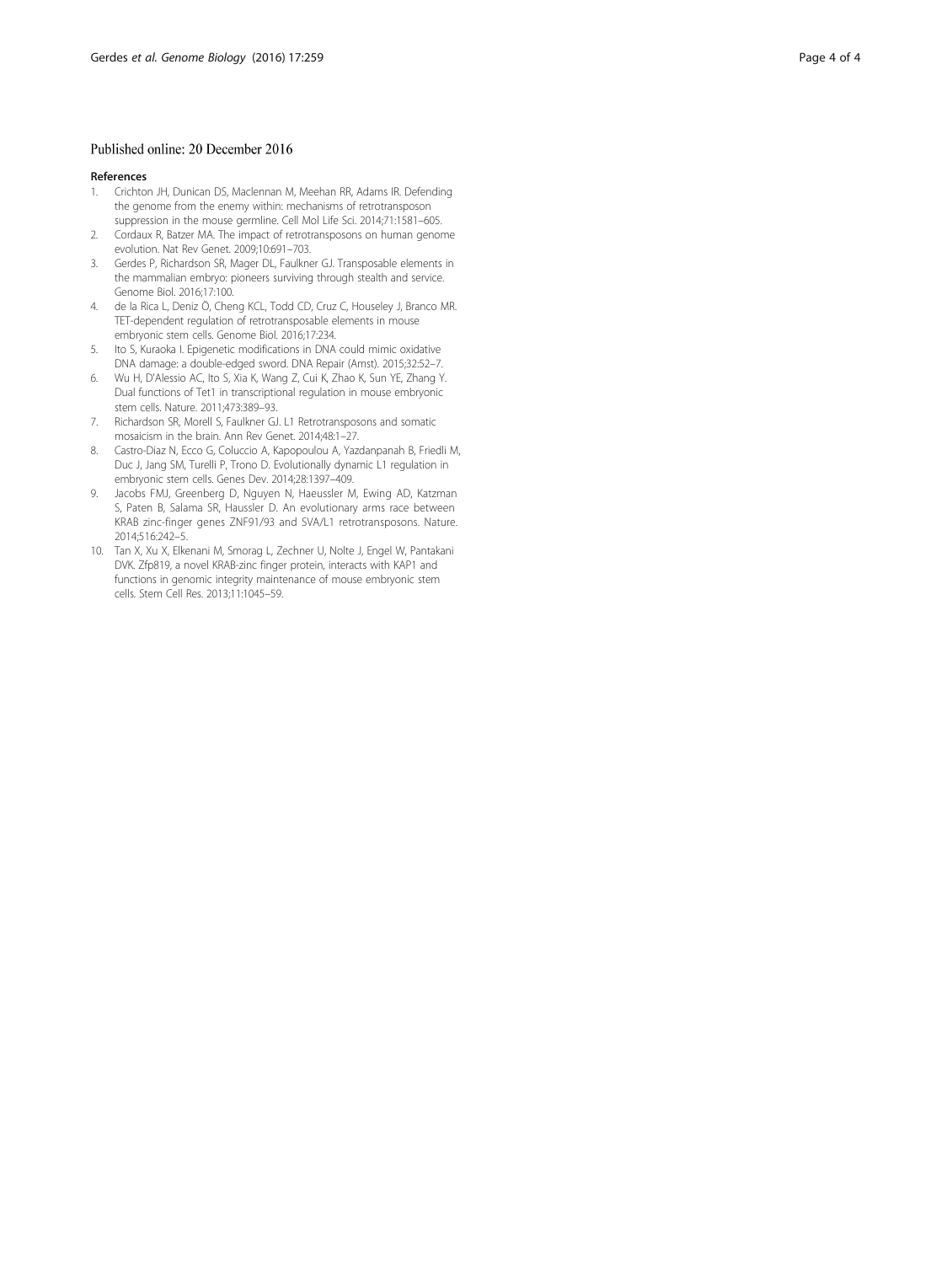Published online: 20 December 2016

### References

1. Crichton JH, Dunican DS, Maclennan M, Meehan RR, Adams IR. Defending the genome from the enemy within: mechanisms of retrotransposon suppression in the mouse germline. Cell Mol Life Sci. 2014;71:1581–605.
2. Cordaux R, Batzer MA. The impact of retrotransposons on human genome evolution. Nat Rev Genet. 2009;10:691–703.
3. Gerdes P, Richardson SR, Mager DL, Faulkner GJ. Transposable elements in the mammalian embryo: pioneers surviving through stealth and service. Genome Biol. 2016;17:100.
4. de la Rica L, Deniz Ö, Cheng KCL, Todd CD, Cruz C, Houseley J, Branco MR. TET-dependent regulation of retrotransposable elements in mouse embryonic stem cells. Genome Biol. 2016;17:234.
5. Ito S, Kuraoka I. Epigenetic modifications in DNA could mimic oxidative DNA damage: a double-edged sword. DNA Repair (Amst). 2015;32:52–7.
6. Wu H, D'Alessio AC, Ito S, Xia K, Wang Z, Cui K, Zhao K, Sun YE, Zhang Y. Dual functions of Tet1 in transcriptional regulation in mouse embryonic stem cells. Nature. 2011;473:389–93.
7. Richardson SR, Morell S, Faulkner GJ. L1 Retrotransposons and somatic mosaicism in the brain. Ann Rev Genet. 2014;48:1–27.
8. Castro-Diaz N, Ecco G, Coluccio A, Kapopoulou A, Yazdanpanah B, Friedli M, Duc J, Jang SM, Turelli P, Trono D. Evolutionally dynamic L1 regulation in embryonic stem cells. Genes Dev. 2014;28:1397–409.
9. Jacobs FMJ, Greenberg D, Nguyen N, Haeussler M, Ewing AD, Katzman S, Paten B, Salama SR, Haussler D. An evolutionary arms race between KRAB zinc-finger genes ZNF91/93 and SVA/L1 retrotransposons. Nature. 2014;516:242–5.
10. Tan X, Xu X, Elkenani M, Smorag L, Zechner U, Nolte J, Engel W, Pantakani DVK. Zfp819, a novel KRAB-zinc finger protein, interacts with KAP1 and functions in genomic integrity maintenance of mouse embryonic stem cells. Stem Cell Res. 2013;11:1045–59.